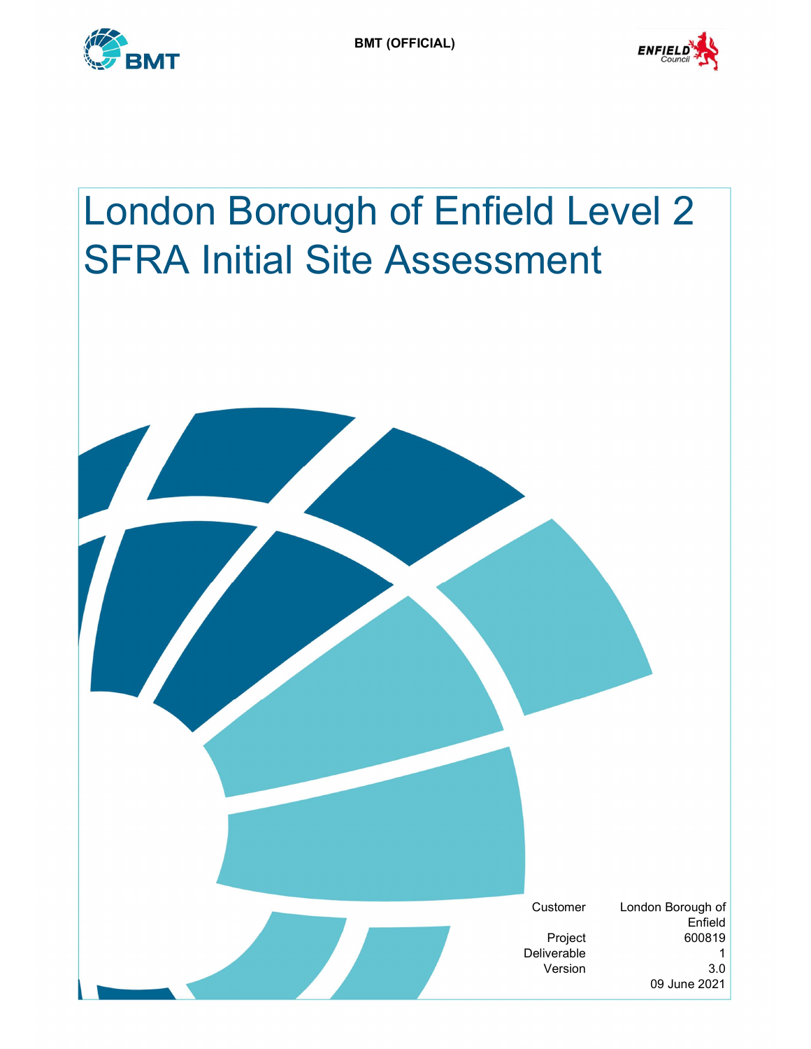BMT (OFFICIAL)

# London Borough of Enfield Level 2 SFRA Initial Site Assessment

| | |
|---|---|
| Customer | London Borough of Enfield |
| Project | 600819 |
| Deliverable | 1 |
| Version | 3.0 |
| | 09 June 2021 |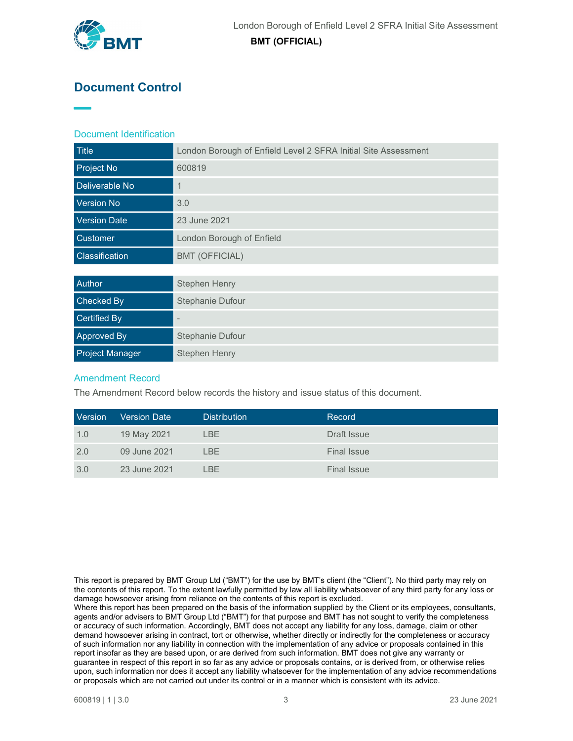# Document Control

## Document Identification

| | |
|---|---|
| Title | London Borough of Enfield Level 2 SFRA Initial Site Assessment |
| Project No | 600819 |
| Deliverable No | 1 |
| Version No | 3.0 |
| Version Date | 23 June 2021 |
| Customer | London Borough of Enfield |
| Classification | BMT (OFFICIAL) |

| | |
|---|---|
| Author | Stephen Henry |
| Checked By | Stephanie Dufour |
| Certified By | - |
| Approved By | Stephanie Dufour |
| Project Manager | Stephen Henry |

## Amendment Record

The Amendment Record below records the history and issue status of this document.

| Version | Version Date | Distribution | Record |
|---|---|---|---|
| 1.0 | 19 May 2021 | LBE | Draft Issue |
| 2.0 | 09 June 2021 | LBE | Final Issue |
| 3.0 | 23 June 2021 | LBE | Final Issue |

This report is prepared by BMT Group Ltd ("BMT") for the use by BMT's client (the "Client"). No third party may rely on the contents of this report. To the extent lawfully permitted by law all liability whatsoever of any third party for any loss or damage howsoever arising from reliance on the contents of this report is excluded.
Where this report has been prepared on the basis of the information supplied by the Client or its employees, consultants, agents and/or advisers to BMT Group Ltd ("BMT") for that purpose and BMT has not sought to verify the completeness or accuracy of such information. Accordingly, BMT does not accept any liability for any loss, damage, claim or other demand howsoever arising in contract, tort or otherwise, whether directly or indirectly for the completeness or accuracy of such information nor any liability in connection with the implementation of any advice or proposals contained in this report insofar as they are based upon, or are derived from such information. BMT does not give any warranty or guarantee in respect of this report in so far as any advice or proposals contains, or is derived from, or otherwise relies upon, such information nor does it accept any liability whatsoever for the implementation of any advice recommendations or proposals which are not carried out under its control or in a manner which is consistent with its advice.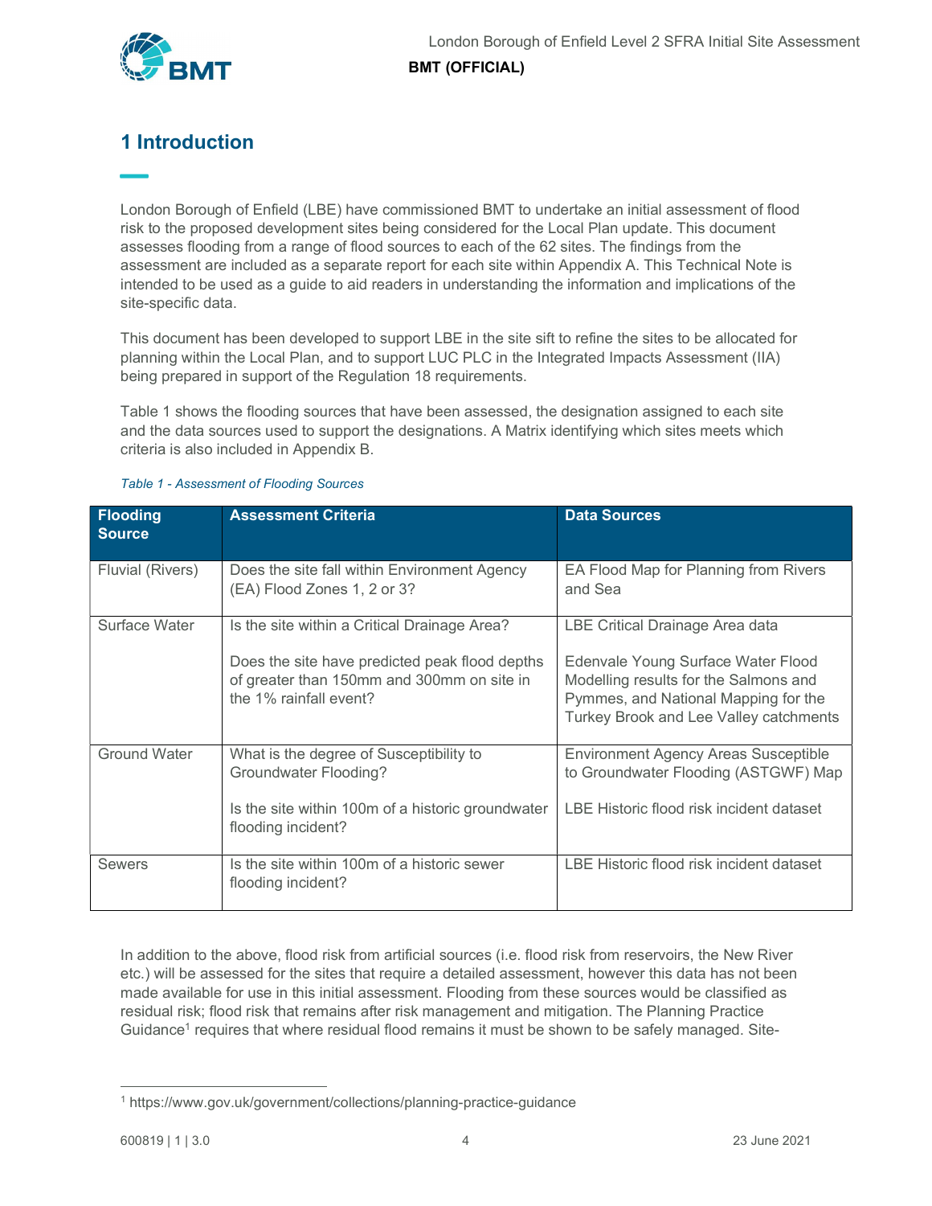# 1 Introduction

London Borough of Enfield (LBE) have commissioned BMT to undertake an initial assessment of flood risk to the proposed development sites being considered for the Local Plan update. This document assesses flooding from a range of flood sources to each of the 62 sites. The findings from the assessment are included as a separate report for each site within Appendix A. This Technical Note is intended to be used as a guide to aid readers in understanding the information and implications of the site-specific data.

This document has been developed to support LBE in the site sift to refine the sites to be allocated for planning within the Local Plan, and to support LUC PLC in the Integrated Impacts Assessment (IIA) being prepared in support of the Regulation 18 requirements.

Table 1 shows the flooding sources that have been assessed, the designation assigned to each site and the data sources used to support the designations. A Matrix identifying which sites meets which criteria is also included in Appendix B.

*Table 1 - Assessment of Flooding Sources*

| Flooding Source | Assessment Criteria | Data Sources |
|---|---|---|
| Fluvial (Rivers) | Does the site fall within Environment Agency (EA) Flood Zones 1, 2 or 3? | EA Flood Map for Planning from Rivers and Sea |
| Surface Water | Is the site within a Critical Drainage Area?<br><br>Does the site have predicted peak flood depths of greater than 150mm and 300mm on site in the 1% rainfall event? | LBE Critical Drainage Area data<br><br>Edenvale Young Surface Water Flood Modelling results for the Salmons and Pymmes, and National Mapping for the Turkey Brook and Lee Valley catchments |
| Ground Water | What is the degree of Susceptibility to Groundwater Flooding?<br><br>Is the site within 100m of a historic groundwater flooding incident? | Environment Agency Areas Susceptible to Groundwater Flooding (ASTGWF) Map<br><br>LBE Historic flood risk incident dataset |
| Sewers | Is the site within 100m of a historic sewer flooding incident? | LBE Historic flood risk incident dataset |

In addition to the above, flood risk from artificial sources (i.e. flood risk from reservoirs, the New River etc.) will be assessed for the sites that require a detailed assessment, however this data has not been made available for use in this initial assessment. Flooding from these sources would be classified as residual risk; flood risk that remains after risk management and mitigation. The Planning Practice Guidance[1] requires that where residual flood remains it must be shown to be safely managed. Site-

[1] https://www.gov.uk/government/collections/planning-practice-guidance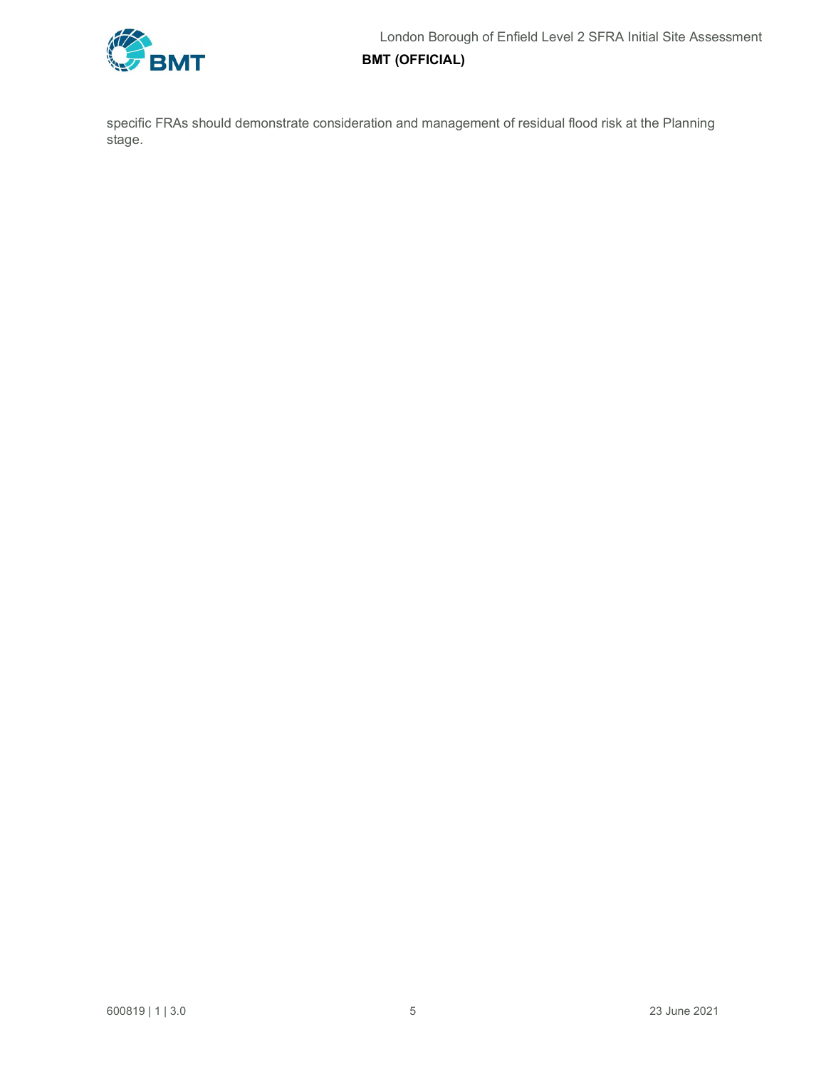specific FRAs should demonstrate consideration and management of residual flood risk at the Planning stage.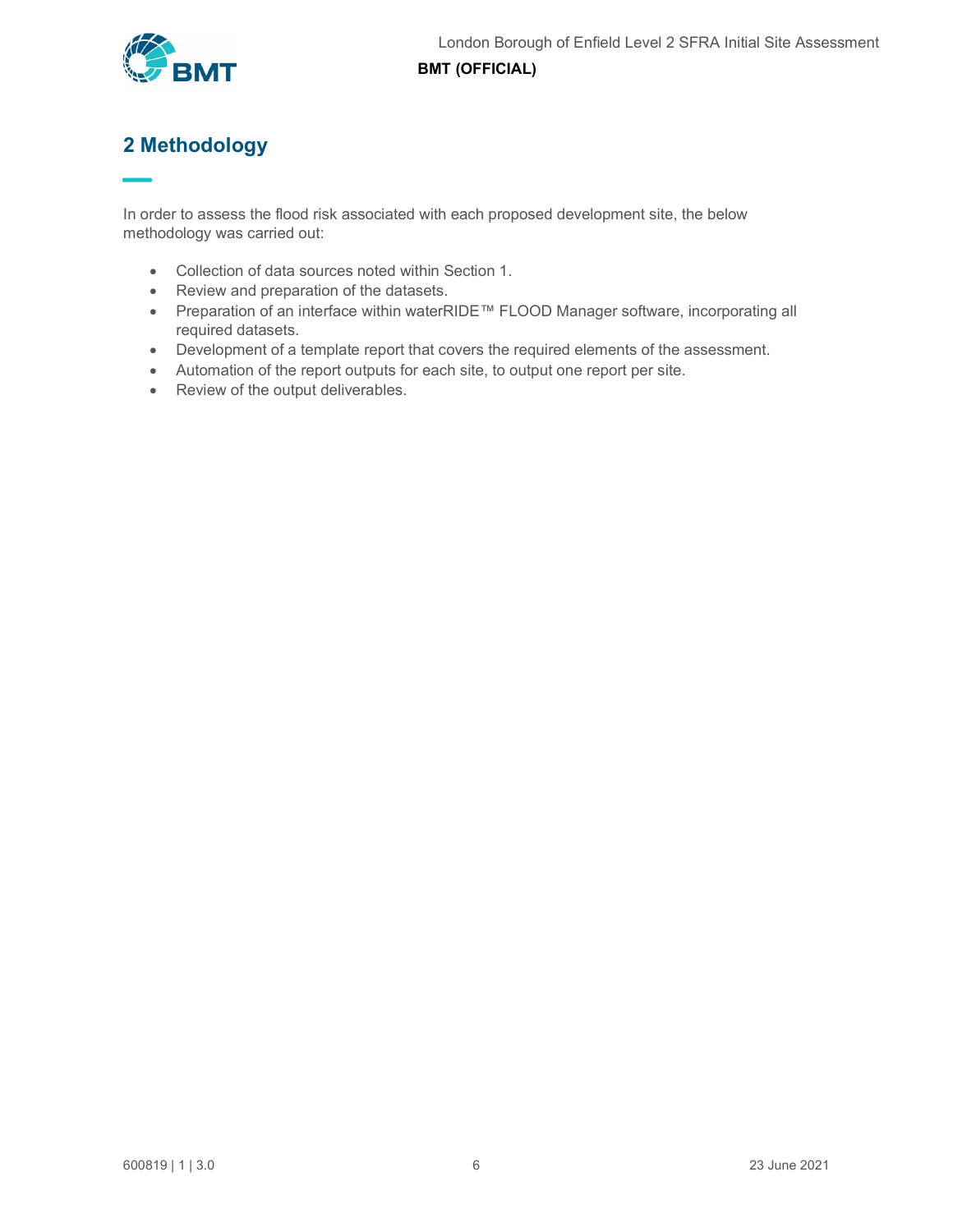## 2 Methodology

In order to assess the flood risk associated with each proposed development site, the below methodology was carried out:

- Collection of data sources noted within Section 1.
- Review and preparation of the datasets.
- Preparation of an interface within waterRIDE™ FLOOD Manager software, incorporating all required datasets.
- Development of a template report that covers the required elements of the assessment.
- Automation of the report outputs for each site, to output one report per site.
- Review of the output deliverables.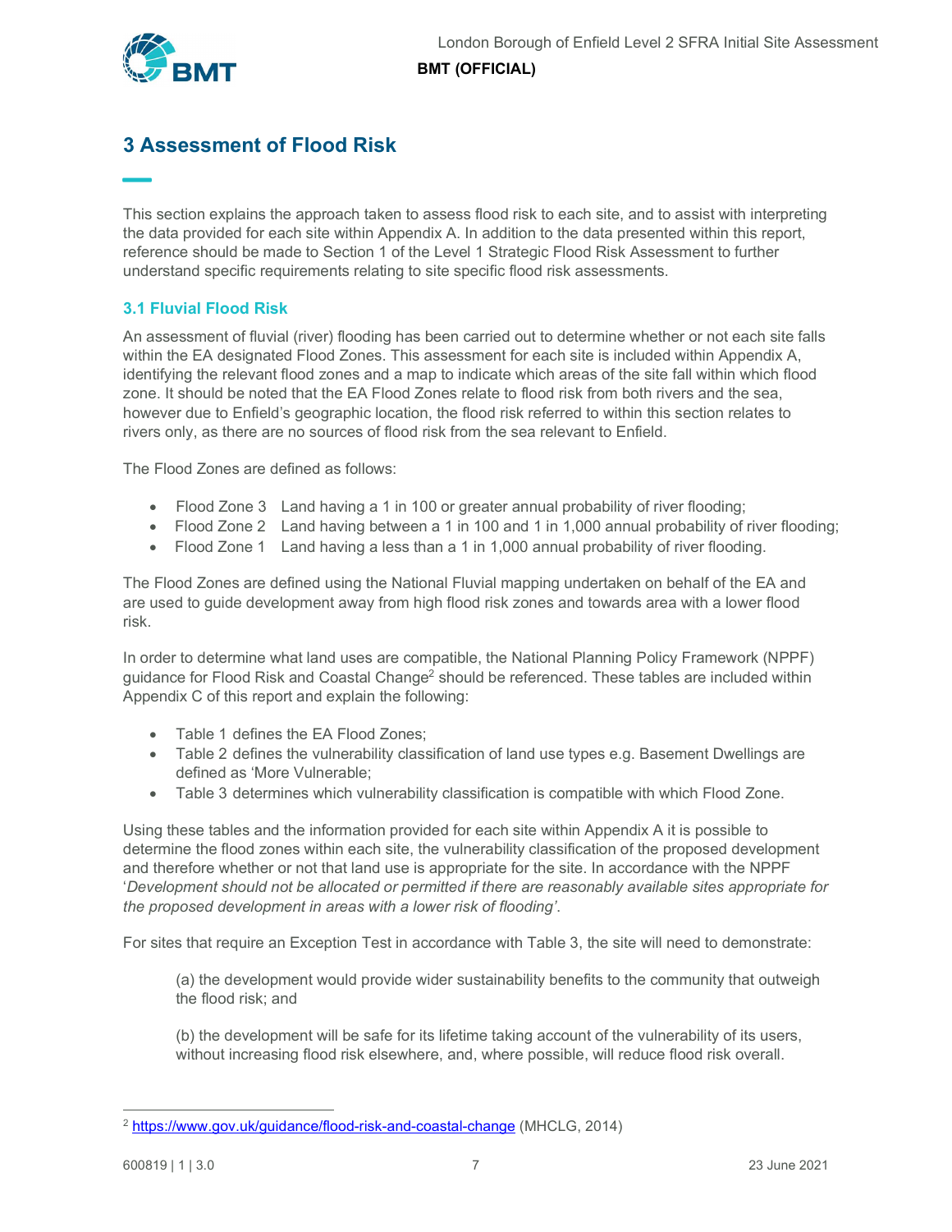# 3 Assessment of Flood Risk

This section explains the approach taken to assess flood risk to each site, and to assist with interpreting the data provided for each site within Appendix A. In addition to the data presented within this report, reference should be made to Section 1 of the Level 1 Strategic Flood Risk Assessment to further understand specific requirements relating to site specific flood risk assessments.

## 3.1 Fluvial Flood Risk

An assessment of fluvial (river) flooding has been carried out to determine whether or not each site falls within the EA designated Flood Zones. This assessment for each site is included within Appendix A, identifying the relevant flood zones and a map to indicate which areas of the site fall within which flood zone. It should be noted that the EA Flood Zones relate to flood risk from both rivers and the sea, however due to Enfield's geographic location, the flood risk referred to within this section relates to rivers only, as there are no sources of flood risk from the sea relevant to Enfield.

The Flood Zones are defined as follows:

- Flood Zone 3 Land having a 1 in 100 or greater annual probability of river flooding;
- Flood Zone 2 Land having between a 1 in 100 and 1 in 1,000 annual probability of river flooding;
- Flood Zone 1 Land having a less than a 1 in 1,000 annual probability of river flooding.

The Flood Zones are defined using the National Fluvial mapping undertaken on behalf of the EA and are used to guide development away from high flood risk zones and towards area with a lower flood risk.

In order to determine what land uses are compatible, the National Planning Policy Framework (NPPF) guidance for Flood Risk and Coastal Change[2] should be referenced. These tables are included within Appendix C of this report and explain the following:

- Table 1 defines the EA Flood Zones;
- Table 2 defines the vulnerability classification of land use types e.g. Basement Dwellings are defined as 'More Vulnerable;
- Table 3 determines which vulnerability classification is compatible with which Flood Zone.

Using these tables and the information provided for each site within Appendix A it is possible to determine the flood zones within each site, the vulnerability classification of the proposed development and therefore whether or not that land use is appropriate for the site. In accordance with the NPPF '*Development should not be allocated or permitted if there are reasonably available sites appropriate for the proposed development in areas with a lower risk of flooding'*.

For sites that require an Exception Test in accordance with Table 3, the site will need to demonstrate:

(a) the development would provide wider sustainability benefits to the community that outweigh the flood risk; and

(b) the development will be safe for its lifetime taking account of the vulnerability of its users, without increasing flood risk elsewhere, and, where possible, will reduce flood risk overall.

---

[2] https://www.gov.uk/guidance/flood-risk-and-coastal-change (MHCLG, 2014)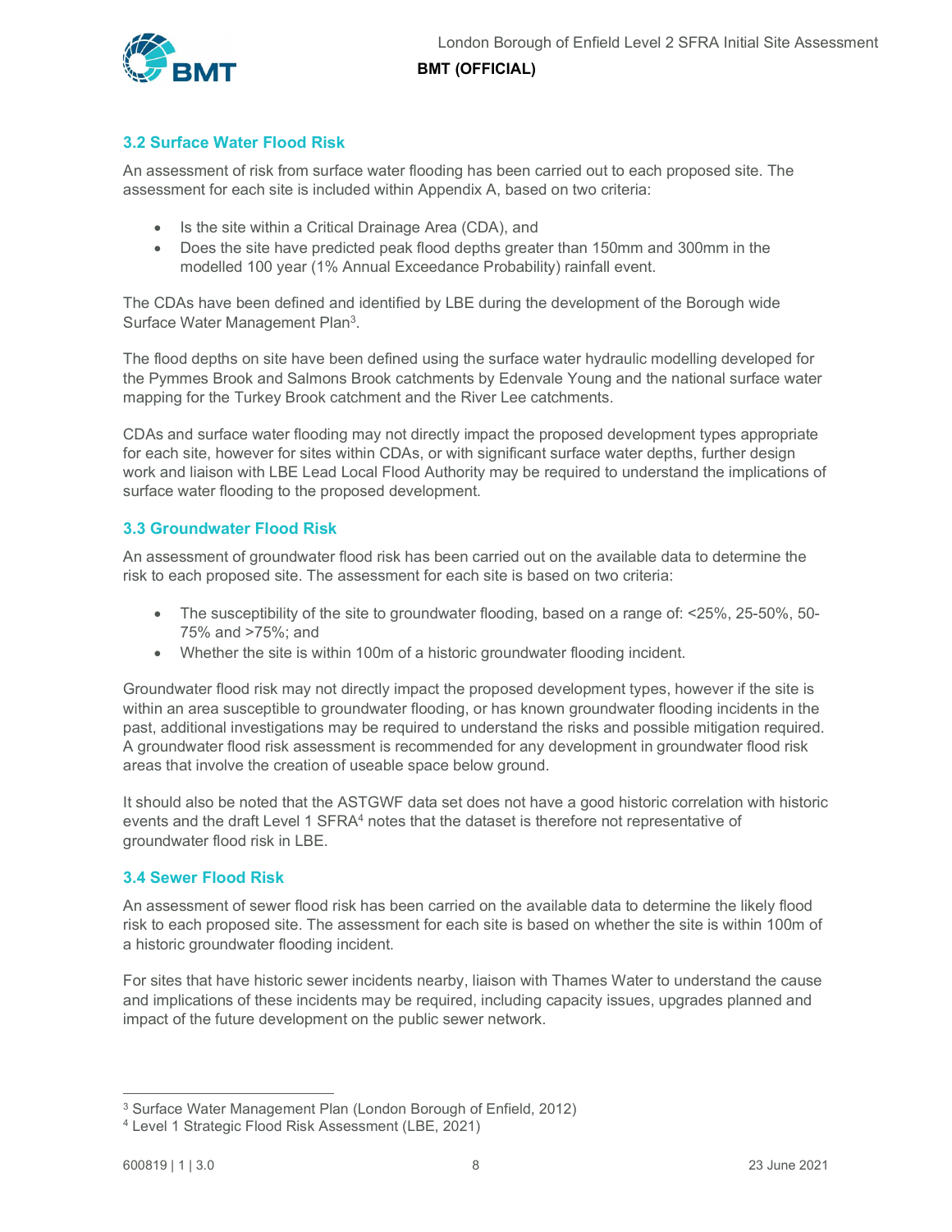### 3.2 Surface Water Flood Risk

An assessment of risk from surface water flooding has been carried out to each proposed site. The assessment for each site is included within Appendix A, based on two criteria:

- Is the site within a Critical Drainage Area (CDA), and
- Does the site have predicted peak flood depths greater than 150mm and 300mm in the modelled 100 year (1% Annual Exceedance Probability) rainfall event.

The CDAs have been defined and identified by LBE during the development of the Borough wide Surface Water Management Plan[3].

The flood depths on site have been defined using the surface water hydraulic modelling developed for the Pymmes Brook and Salmons Brook catchments by Edenvale Young and the national surface water mapping for the Turkey Brook catchment and the River Lee catchments.

CDAs and surface water flooding may not directly impact the proposed development types appropriate for each site, however for sites within CDAs, or with significant surface water depths, further design work and liaison with LBE Lead Local Flood Authority may be required to understand the implications of surface water flooding to the proposed development.

### 3.3 Groundwater Flood Risk

An assessment of groundwater flood risk has been carried out on the available data to determine the risk to each proposed site. The assessment for each site is based on two criteria:

- The susceptibility of the site to groundwater flooding, based on a range of: <25%, 25-50%, 50-75% and >75%; and
- Whether the site is within 100m of a historic groundwater flooding incident.

Groundwater flood risk may not directly impact the proposed development types, however if the site is within an area susceptible to groundwater flooding, or has known groundwater flooding incidents in the past, additional investigations may be required to understand the risks and possible mitigation required. A groundwater flood risk assessment is recommended for any development in groundwater flood risk areas that involve the creation of useable space below ground.

It should also be noted that the ASTGWF data set does not have a good historic correlation with historic events and the draft Level 1 SFRA[4] notes that the dataset is therefore not representative of groundwater flood risk in LBE.

### 3.4 Sewer Flood Risk

An assessment of sewer flood risk has been carried on the available data to determine the likely flood risk to each proposed site. The assessment for each site is based on whether the site is within 100m of a historic groundwater flooding incident.

For sites that have historic sewer incidents nearby, liaison with Thames Water to understand the cause and implications of these incidents may be required, including capacity issues, upgrades planned and impact of the future development on the public sewer network.

---

[3] Surface Water Management Plan (London Borough of Enfield, 2012)

[4] Level 1 Strategic Flood Risk Assessment (LBE, 2021)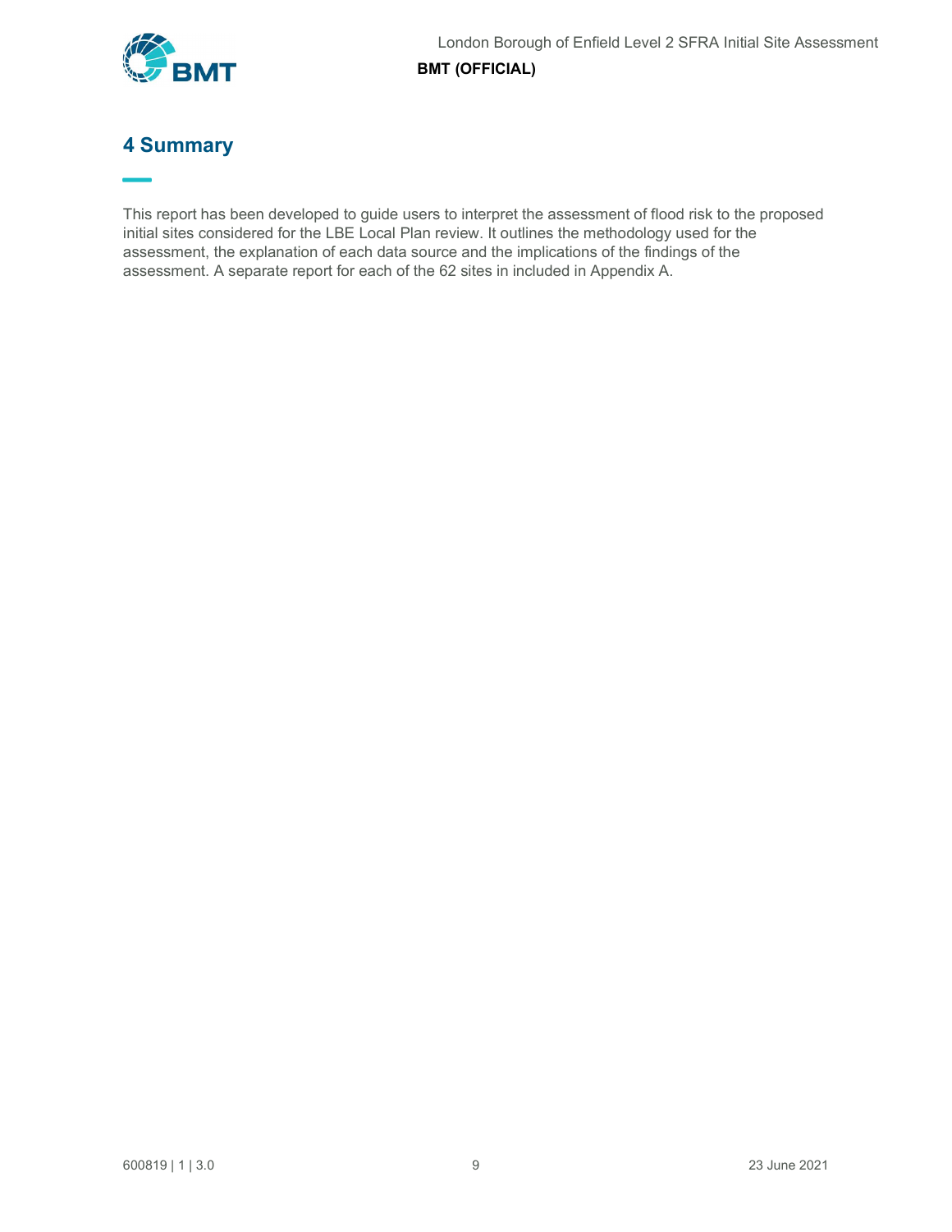# 4 Summary

This report has been developed to guide users to interpret the assessment of flood risk to the proposed initial sites considered for the LBE Local Plan review. It outlines the methodology used for the assessment, the explanation of each data source and the implications of the findings of the assessment. A separate report for each of the 62 sites in included in Appendix A.